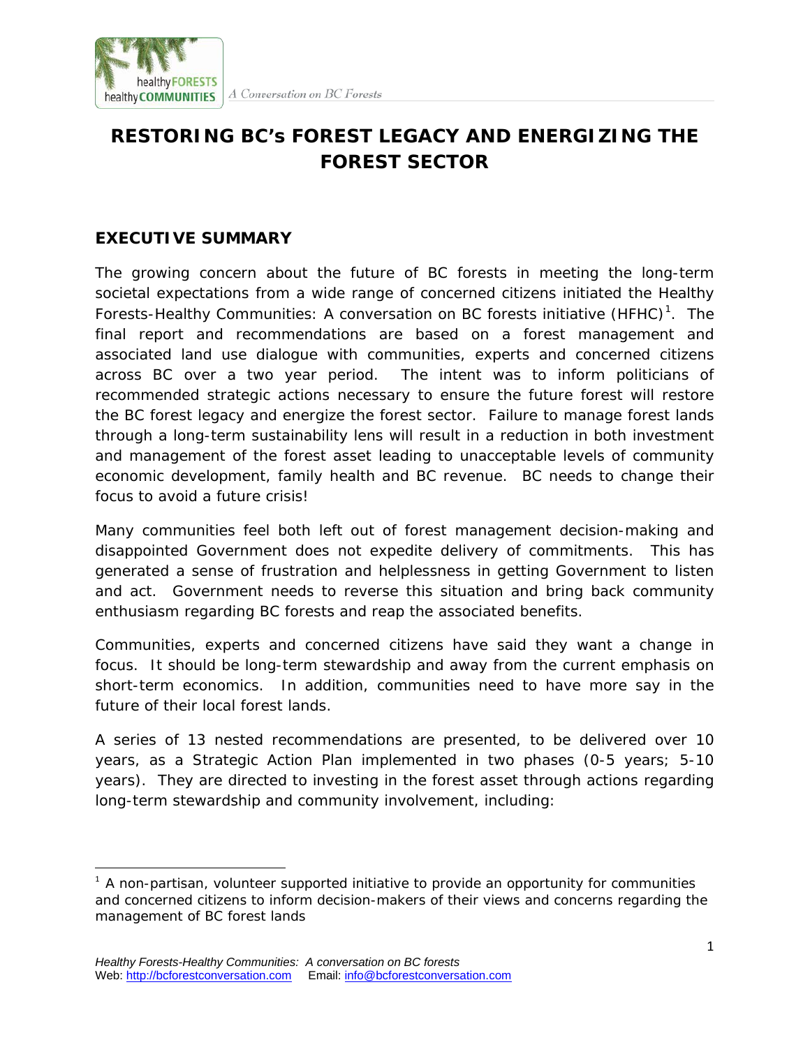# RESTORING BC's FOREST LEGACY AND ENERGIZING THE FOREST SECTOR

## EXECUTIVE SUMMARY

The growing concern about the future of BC forests in meeting the long-term societal expectations from a wide range of concerned citizens initiated the Healthy Forests-Healthy Communities: A conversation on BC forests initiative (HFHC)[1]. The final report and recommendations are based on a forest management and associated land use dialogue with communities, experts and concerned citizens across BC over a two year period. The intent was to inform politicians of recommended strategic actions necessary to ensure the future forest will restore the BC forest legacy and energize the forest sector. Failure to manage forest lands through a long-term sustainability lens will result in a reduction in both investment and management of the forest asset leading to unacceptable levels of community economic development, family health and BC revenue. BC needs to change their focus to avoid a future crisis!

Many communities feel both left out of forest management decision-making and disappointed Government does not expedite delivery of commitments. This has generated a sense of frustration and helplessness in getting Government to listen and act. Government needs to reverse this situation and bring back community enthusiasm regarding BC forests and reap the associated benefits.

Communities, experts and concerned citizens have said they want a change in focus. It should be long-term stewardship and away from the current emphasis on short-term economics. In addition, communities need to have more say in the future of their local forest lands.

A series of 13 nested recommendations are presented, to be delivered over 10 years, as a Strategic Action Plan implemented in two phases (0-5 years; 5-10 years). They are directed to investing in the forest asset through actions regarding long-term stewardship and community involvement, including:

---

[1] A non-partisan, volunteer supported initiative to provide an opportunity for communities and concerned citizens to inform decision-makers of their views and concerns regarding the management of BC forest lands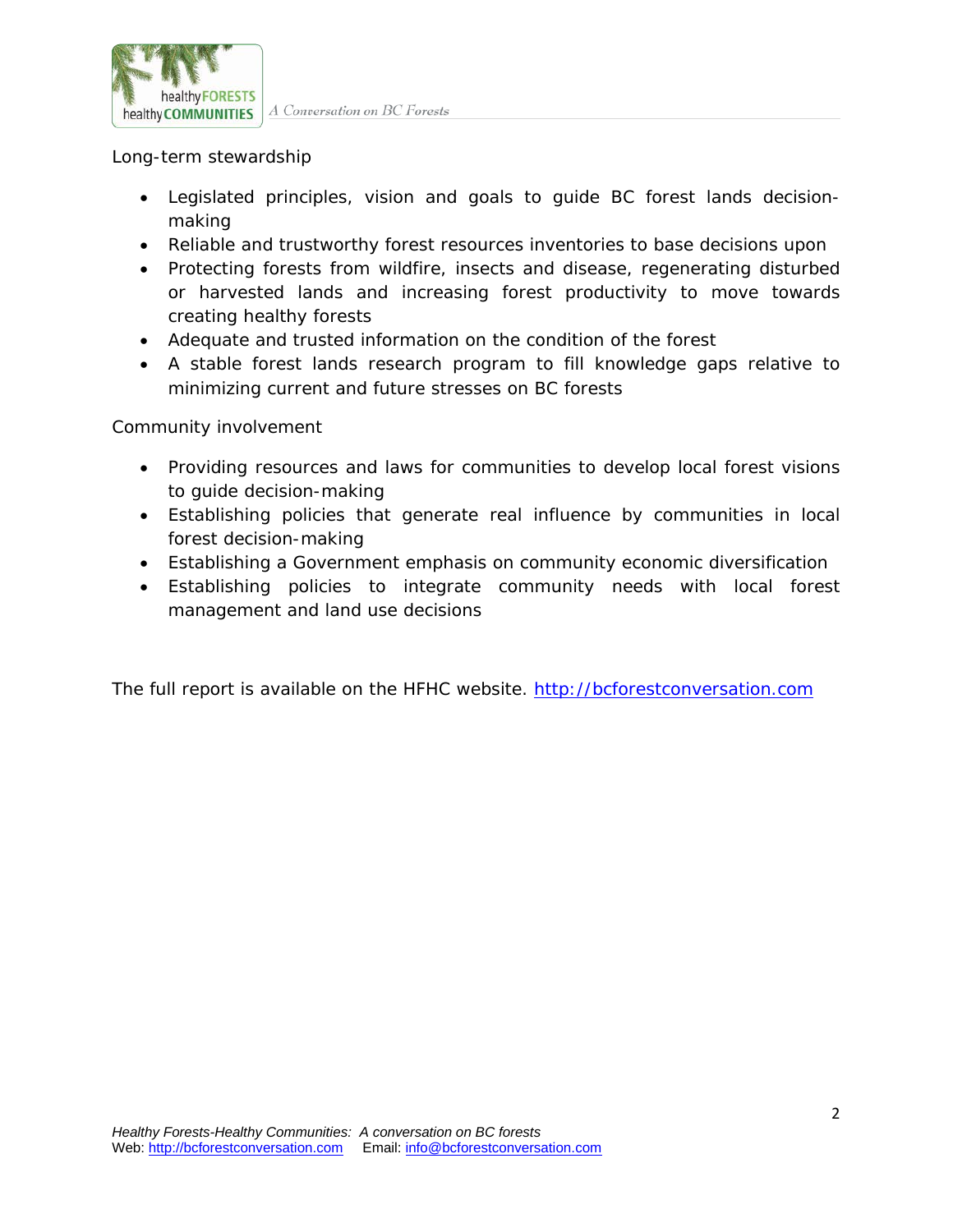Long-term stewardship

- Legislated principles, vision and goals to guide BC forest lands decision-making
- Reliable and trustworthy forest resources inventories to base decisions upon
- Protecting forests from wildfire, insects and disease, regenerating disturbed or harvested lands and increasing forest productivity to move towards creating healthy forests
- Adequate and trusted information on the condition of the forest
- A stable forest lands research program to fill knowledge gaps relative to minimizing current and future stresses on BC forests

Community involvement

- Providing resources and laws for communities to develop local forest visions to guide decision-making
- Establishing policies that generate real influence by communities in local forest decision-making
- Establishing a Government emphasis on community economic diversification
- Establishing policies to integrate community needs with local forest management and land use decisions

The full report is available on the HFHC website. http://bcforestconversation.com